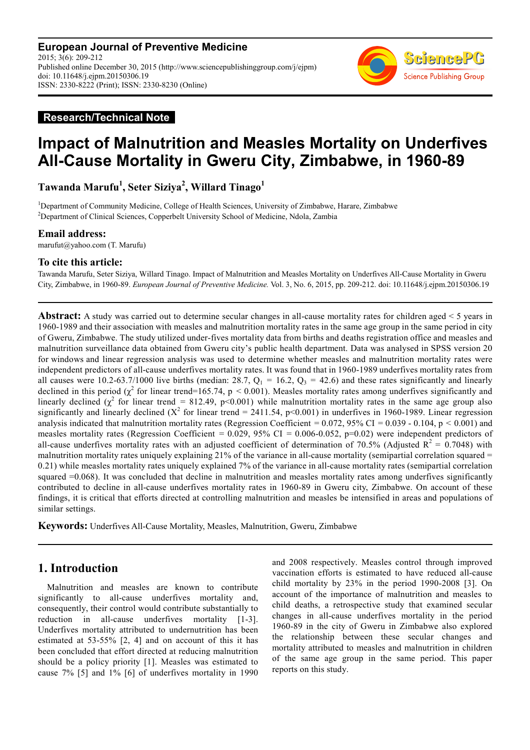**European Journal of Preventive Medicine**
2015; 3(6): 209-212
Published online December 30, 2015 (http://www.sciencepublishinggroup.com/j/ejpm)
doi: 10.11648/j.ejpm.20150306.19
ISSN: 2330-8222 (Print); ISSN: 2330-8230 (Online)

**Research/Technical Note**

# Impact of Malnutrition and Measles Mortality on Underfives All-Cause Mortality in Gweru City, Zimbabwe, in 1960-89

**Tawanda Marufu[1], Seter Siziya[2], Willard Tinago[1]**

[1]Department of Community Medicine, College of Health Sciences, University of Zimbabwe, Harare, Zimbabwe
[2]Department of Clinical Sciences, Copperbelt University School of Medicine, Ndola, Zambia

**Email address:**
marufut@yahoo.com (T. Marufu)

**To cite this article:**
Tawanda Marufu, Seter Siziya, Willard Tinago. Impact of Malnutrition and Measles Mortality on Underfives All-Cause Mortality in Gweru City, Zimbabwe, in 1960-89. *European Journal of Preventive Medicine.* Vol. 3, No. 6, 2015, pp. 209-212. doi: 10.11648/j.ejpm.20150306.19

---

**Abstract:** A study was carried out to determine secular changes in all-cause mortality rates for children aged < 5 years in 1960-1989 and their association with measles and malnutrition mortality rates in the same age group in the same period in city of Gweru, Zimbabwe. The study utilized under-fives mortality data from births and deaths registration office and measles and malnutrition surveillance data obtained from Gweru city's public health department. Data was analysed in SPSS version 20 for windows and linear regression analysis was used to determine whether measles and malnutrition mortality rates were independent predictors of all-cause underfives mortality rates. It was found that in 1960-1989 underfives mortality rates from all causes were 10.2-63.7/1000 live births (median: 28.7, $Q_1$ = 16.2, $Q_3$ = 42.6) and these rates significantly and linearly declined in this period ($\chi^2$ for linear trend=165.74, $p < 0.001$). Measles mortality rates among underfives significantly and linearly declined ($\chi^2$ for linear trend = 812.49, $p<0.001$) while malnutrition mortality rates in the same age group also significantly and linearly declined ($X^2$ for linear trend = 2411.54, $p<0.001$) in underfives in 1960-1989. Linear regression analysis indicated that malnutrition mortality rates (Regression Coefficient = 0.072, 95% CI = 0.039 - 0.104, $p < 0.001$) and measles mortality rates (Regression Coefficient = 0.029, 95% CI = 0.006-0.052, p=0.02) were independent predictors of all-cause underfives mortality rates with an adjusted coefficient of determination of 70.5% (Adjusted $R^2$ = 0.7048) with malnutrition mortality rates uniquely explaining 21% of the variance in all-cause mortality (semipartial correlation squared = 0.21) while measles mortality rates uniquely explained 7% of the variance in all-cause mortality rates (semipartial correlation squared =0.068). It was concluded that decline in malnutrition and measles mortality rates among underfives significantly contributed to decline in all-cause underfives mortality rates in 1960-89 in Gweru city, Zimbabwe. On account of these findings, it is critical that efforts directed at controlling malnutrition and measles be intensified in areas and populations of similar settings.

**Keywords:** Underfives All-Cause Mortality, Measles, Malnutrition, Gweru, Zimbabwe

---

## 1. Introduction

Malnutrition and measles are known to contribute significantly to all-cause underfives mortality and, consequently, their control would contribute substantially to reduction in all-cause underfives mortality [1-3]. Underfives mortality attributed to undernutrition has been estimated at 53-55% [2, 4] and on account of this it has been concluded that effort directed at reducing malnutrition should be a policy priority [1]. Measles was estimated to cause 7% [5] and 1% [6] of underfives mortality in 1990 and 2008 respectively. Measles control through improved vaccination efforts is estimated to have reduced all-cause child mortality by 23% in the period 1990-2008 [3]. On account of the importance of malnutrition and measles to child deaths, a retrospective study that examined secular changes in all-cause underfives mortality in the period 1960-89 in the city of Gweru in Zimbabwe also explored the relationship between these secular changes and mortality attributed to measles and malnutrition in children of the same age group in the same period. This paper reports on this study.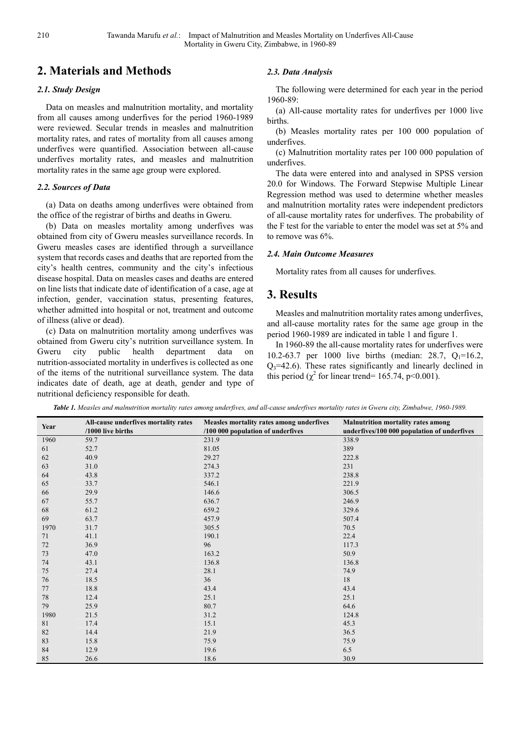# 2. Materials and Methods

## 2.1. Study Design

Data on measles and malnutrition mortality, and mortality from all causes among underfives for the period 1960-1989 were reviewed. Secular trends in measles and malnutrition mortality rates, and rates of mortality from all causes among underfives were quantified. Association between all-cause underfives mortality rates, and measles and malnutrition mortality rates in the same age group were explored.

## 2.2. Sources of Data

(a) Data on deaths among underfives were obtained from the office of the registrar of births and deaths in Gweru.

(b) Data on measles mortality among underfives was obtained from city of Gweru measles surveillance records. In Gweru measles cases are identified through a surveillance system that records cases and deaths that are reported from the city's health centres, community and the city's infectious disease hospital. Data on measles cases and deaths are entered on line lists that indicate date of identification of a case, age at infection, gender, vaccination status, presenting features, whether admitted into hospital or not, treatment and outcome of illness (alive or dead).

(c) Data on malnutrition mortality among underfives was obtained from Gweru city's nutrition surveillance system. In Gweru city public health department data on nutrition-associated mortality in underfives is collected as one of the items of the nutritional surveillance system. The data indicates date of death, age at death, gender and type of nutritional deficiency responsible for death.

## 2.3. Data Analysis

The following were determined for each year in the period 1960-89:

(a) All-cause mortality rates for underfives per 1000 live births.

(b) Measles mortality rates per 100 000 population of underfives.

(c) Malnutrition mortality rates per 100 000 population of underfives.

The data were entered into and analysed in SPSS version 20.0 for Windows. The Forward Stepwise Multiple Linear Regression method was used to determine whether measles and malnutrition mortality rates were independent predictors of all-cause mortality rates for underfives. The probability of the F test for the variable to enter the model was set at 5% and to remove was 6%.

## 2.4. Main Outcome Measures

Mortality rates from all causes for underfives.

# 3. Results

Measles and malnutrition mortality rates among underfives, and all-cause mortality rates for the same age group in the period 1960-1989 are indicated in table 1 and figure 1.

In 1960-89 the all-cause mortality rates for underfives were 10.2-63.7 per 1000 live births (median: 28.7, $Q_1$=16.2, $Q_3$=42.6). These rates significantly and linearly declined in this period ($\chi^2$ for linear trend= 165.74, $p<0.001$).

*Table 1. Measles and malnutrition mortality rates among underfives, and all-cause underfives mortality rates in Gweru city, Zimbabwe, 1960-1989.*

| Year | All-cause underfives mortality rates /1000 live births | Measles mortality rates among underfives /100 000 population of underfives | Malnutrition mortality rates among underfives/100 000 population of underfives |
|---|---|---|---|
| 1960 | 59.7 | 231.9 | 338.9 |
| 61 | 52.7 | 81.05 | 389 |
| 62 | 40.9 | 29.27 | 222.8 |
| 63 | 31.0 | 274.3 | 231 |
| 64 | 43.8 | 337.2 | 238.8 |
| 65 | 33.7 | 546.1 | 221.9 |
| 66 | 29.9 | 146.6 | 306.5 |
| 67 | 55.7 | 636.7 | 246.9 |
| 68 | 61.2 | 659.2 | 329.6 |
| 69 | 63.7 | 457.9 | 507.4 |
| 1970 | 31.7 | 305.5 | 70.5 |
| 71 | 41.1 | 190.1 | 22.4 |
| 72 | 36.9 | 96 | 117.3 |
| 73 | 47.0 | 163.2 | 50.9 |
| 74 | 43.1 | 136.8 | 136.8 |
| 75 | 27.4 | 28.1 | 74.9 |
| 76 | 18.5 | 36 | 18 |
| 77 | 18.8 | 43.4 | 43.4 |
| 78 | 12.4 | 25.1 | 25.1 |
| 79 | 25.9 | 80.7 | 64.6 |
| 1980 | 21.5 | 31.2 | 124.8 |
| 81 | 17.4 | 15.1 | 45.3 |
| 82 | 14.4 | 21.9 | 36.5 |
| 83 | 15.8 | 75.9 | 75.9 |
| 84 | 12.9 | 19.6 | 6.5 |
| 85 | 26.6 | 18.6 | 30.9 |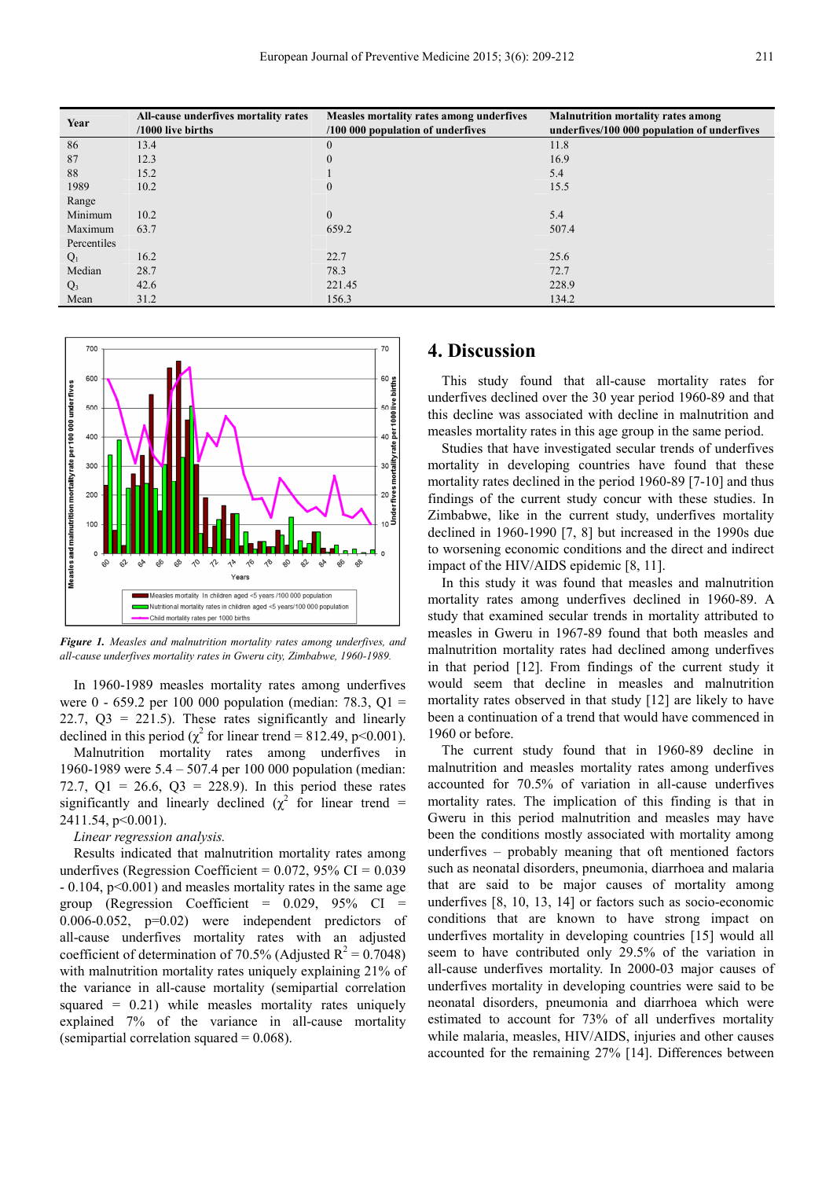| Year | All-cause underfives mortality rates /1000 live births | Measles mortality rates among underfives /100 000 population of underfives | Malnutrition mortality rates among underfives/100 000 population of underfives |
|---|---|---|---|
| 86 | 13.4 | 0 | 11.8 |
| 87 | 12.3 | 0 | 16.9 |
| 88 | 15.2 | 1 | 5.4 |
| 1989 | 10.2 | 0 | 15.5 |
| Range | | | |
| Minimum | 10.2 | 0 | 5.4 |
| Maximum | 63.7 | 659.2 | 507.4 |
| Percentiles | | | |
| $Q_1$ | 16.2 | 22.7 | 25.6 |
| Median | 28.7 | 78.3 | 72.7 |
| $Q_3$ | 42.6 | 221.45 | 228.9 |
| Mean | 31.2 | 156.3 | 134.2 |

Measles and malnutrition mortality rate per 100 000 underfives

Underfives mortality rate per 1000 live births

700
600
500
400
300
200
100
0

70
60
50
40
30
20
10
0

60 62 64 66 68 70 72 74 76 78 80 82 84 86 88

Years

Measles mortality In children aged <5 years /100 000 population

Nutritional mortality rates in children aged <5 years/100 000 population

Child mortality rates per 1000 births

*Figure 1. Measles and malnutrition mortality rates among underfives, and all-cause underfives mortality rates in Gweru city, Zimbabwe, 1960-1989.*

In 1960-1989 measles mortality rates among underfives were 0 - 659.2 per 100 000 population (median: 78.3, Q1 = 22.7, Q3 = 221.5). These rates significantly and linearly declined in this period ($\chi^2$ for linear trend = 812.49, p<0.001).

Malnutrition mortality rates among underfives in 1960-1989 were 5.4 – 507.4 per 100 000 population (median: 72.7, Q1 = 26.6, Q3 = 228.9). In this period these rates significantly and linearly declined ($\chi^2$ for linear trend = 2411.54, p<0.001).

*Linear regression analysis.*

Results indicated that malnutrition mortality rates among underfives (Regression Coefficient = 0.072, 95% CI = 0.039 - 0.104, p<0.001) and measles mortality rates in the same age group (Regression Coefficient = 0.029, 95% CI = 0.006-0.052, p=0.02) were independent predictors of all-cause underfives mortality rates with an adjusted coefficient of determination of 70.5% (Adjusted $R^2$ = 0.7048) with malnutrition mortality rates uniquely explaining 21% of the variance in all-cause mortality (semipartial correlation squared = 0.21) while measles mortality rates uniquely explained 7% of the variance in all-cause mortality (semipartial correlation squared = 0.068).

## 4. Discussion

This study found that all-cause mortality rates for underfives declined over the 30 year period 1960-89 and that this decline was associated with decline in malnutrition and measles mortality rates in this age group in the same period.

Studies that have investigated secular trends of underfives mortality in developing countries have found that these mortality rates declined in the period 1960-89 [7-10] and thus findings of the current study concur with these studies. In Zimbabwe, like in the current study, underfives mortality declined in 1960-1990 [7, 8] but increased in the 1990s due to worsening economic conditions and the direct and indirect impact of the HIV/AIDS epidemic [8, 11].

In this study it was found that measles and malnutrition mortality rates among underfives declined in 1960-89. A study that examined secular trends in mortality attributed to measles in Gweru in 1967-89 found that both measles and malnutrition mortality rates had declined among underfives in that period [12]. From findings of the current study it would seem that decline in measles and malnutrition mortality rates observed in that study [12] are likely to have been a continuation of a trend that would have commenced in 1960 or before.

The current study found that in 1960-89 decline in malnutrition and measles mortality rates among underfives accounted for 70.5% of variation in all-cause underfives mortality rates. The implication of this finding is that in Gweru in this period malnutrition and measles may have been the conditions mostly associated with mortality among underfives – probably meaning that oft mentioned factors such as neonatal disorders, pneumonia, diarrhoea and malaria that are said to be major causes of mortality among underfives [8, 10, 13, 14] or factors such as socio-economic conditions that are known to have strong impact on underfives mortality in developing countries [15] would all seem to have contributed only 29.5% of the variation in all-cause underfives mortality. In 2000-03 major causes of underfives mortality in developing countries were said to be neonatal disorders, pneumonia and diarrhoea which were estimated to account for 73% of all underfives mortality while malaria, measles, HIV/AIDS, injuries and other causes accounted for the remaining 27% [14]. Differences between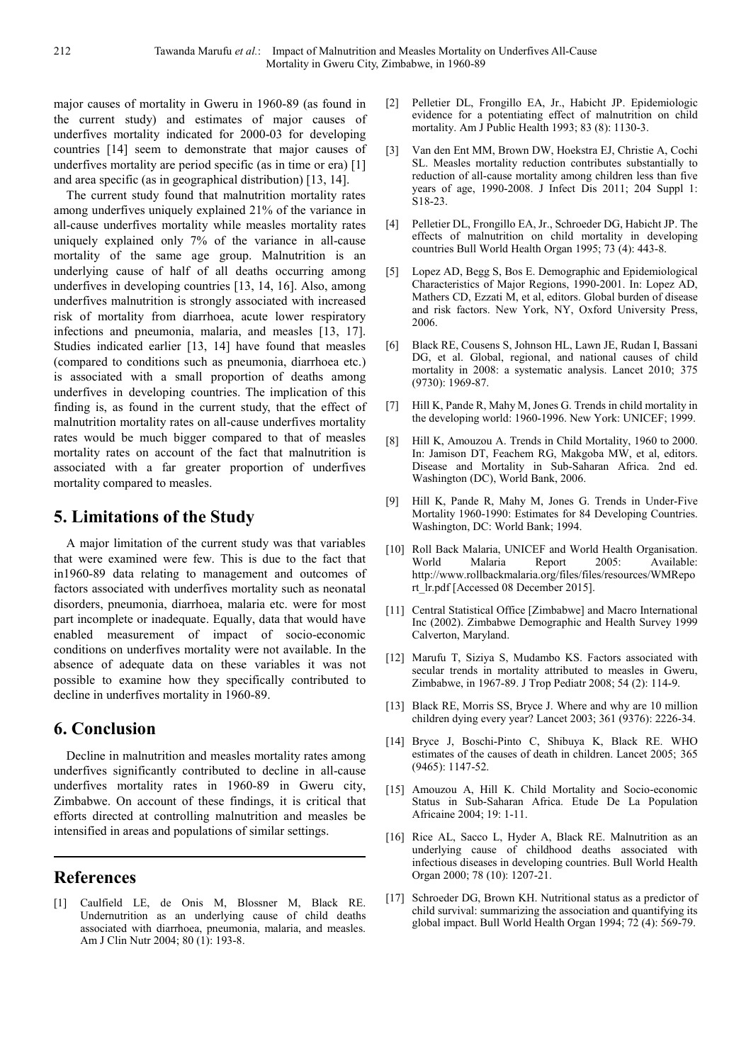major causes of mortality in Gweru in 1960-89 (as found in the current study) and estimates of major causes of underfives mortality indicated for 2000-03 for developing countries [14] seem to demonstrate that major causes of underfives mortality are period specific (as in time or era) [1] and area specific (as in geographical distribution) [13, 14].

The current study found that malnutrition mortality rates among underfives uniquely explained 21% of the variance in all-cause underfives mortality while measles mortality rates uniquely explained only 7% of the variance in all-cause mortality of the same age group. Malnutrition is an underlying cause of half of all deaths occurring among underfives in developing countries [13, 14, 16]. Also, among underfives malnutrition is strongly associated with increased risk of mortality from diarrhoea, acute lower respiratory infections and pneumonia, malaria, and measles [13, 17]. Studies indicated earlier [13, 14] have found that measles (compared to conditions such as pneumonia, diarrhoea etc.) is associated with a small proportion of deaths among underfives in developing countries. The implication of this finding is, as found in the current study, that the effect of malnutrition mortality rates on all-cause underfives mortality rates would be much bigger compared to that of measles mortality rates on account of the fact that malnutrition is associated with a far greater proportion of underfives mortality compared to measles.

## 5. Limitations of the Study

A major limitation of the current study was that variables that were examined were few. This is due to the fact that in1960-89 data relating to management and outcomes of factors associated with underfives mortality such as neonatal disorders, pneumonia, diarrhoea, malaria etc. were for most part incomplete or inadequate. Equally, data that would have enabled measurement of impact of socio-economic conditions on underfives mortality were not available. In the absence of adequate data on these variables it was not possible to examine how they specifically contributed to decline in underfives mortality in 1960-89.

## 6. Conclusion

Decline in malnutrition and measles mortality rates among underfives significantly contributed to decline in all-cause underfives mortality rates in 1960-89 in Gweru city, Zimbabwe. On account of these findings, it is critical that efforts directed at controlling malnutrition and measles be intensified in areas and populations of similar settings.

## References

[1] Caulfield LE, de Onis M, Blossner M, Black RE. Undernutrition as an underlying cause of child deaths associated with diarrhoea, pneumonia, malaria, and measles. Am J Clin Nutr 2004; 80 (1): 193-8.

[2] Pelletier DL, Frongillo EA, Jr., Habicht JP. Epidemiologic evidence for a potentiating effect of malnutrition on child mortality. Am J Public Health 1993; 83 (8): 1130-3.

[3] Van den Ent MM, Brown DW, Hoekstra EJ, Christie A, Cochi SL. Measles mortality reduction contributes substantially to reduction of all-cause mortality among children less than five years of age, 1990-2008. J Infect Dis 2011; 204 Suppl 1: S18-23.

[4] Pelletier DL, Frongillo EA, Jr., Schroeder DG, Habicht JP. The effects of malnutrition on child mortality in developing countries Bull World Health Organ 1995; 73 (4): 443-8.

[5] Lopez AD, Begg S, Bos E. Demographic and Epidemiological Characteristics of Major Regions, 1990-2001. In: Lopez AD, Mathers CD, Ezzati M, et al, editors. Global burden of disease and risk factors. New York, NY, Oxford University Press, 2006.

[6] Black RE, Cousens S, Johnson HL, Lawn JE, Rudan I, Bassani DG, et al. Global, regional, and national causes of child mortality in 2008: a systematic analysis. Lancet 2010; 375 (9730): 1969-87.

[7] Hill K, Pande R, Mahy M, Jones G. Trends in child mortality in the developing world: 1960-1996. New York: UNICEF; 1999.

[8] Hill K, Amouzou A. Trends in Child Mortality, 1960 to 2000. In: Jamison DT, Feachem RG, Makgoba MW, et al, editors. Disease and Mortality in Sub-Saharan Africa. 2nd ed. Washington (DC), World Bank, 2006.

[9] Hill K, Pande R, Mahy M, Jones G. Trends in Under-Five Mortality 1960-1990: Estimates for 84 Developing Countries. Washington, DC: World Bank; 1994.

[10] Roll Back Malaria, UNICEF and World Health Organisation. World Malaria Report 2005: Available: http://www.rollbackmalaria.org/files/files/resources/WMReport_lr.pdf [Accessed 08 December 2015].

[11] Central Statistical Office [Zimbabwe] and Macro International Inc (2002). Zimbabwe Demographic and Health Survey 1999 Calverton, Maryland.

[12] Marufu T, Siziya S, Mudambo KS. Factors associated with secular trends in mortality attributed to measles in Gweru, Zimbabwe, in 1967-89. J Trop Pediatr 2008; 54 (2): 114-9.

[13] Black RE, Morris SS, Bryce J. Where and why are 10 million children dying every year? Lancet 2003; 361 (9376): 2226-34.

[14] Bryce J, Boschi-Pinto C, Shibuya K, Black RE. WHO estimates of the causes of death in children. Lancet 2005; 365 (9465): 1147-52.

[15] Amouzou A, Hill K. Child Mortality and Socio-economic Status in Sub-Saharan Africa. Etude De La Population Africaine 2004; 19: 1-11.

[16] Rice AL, Sacco L, Hyder A, Black RE. Malnutrition as an underlying cause of childhood deaths associated with infectious diseases in developing countries. Bull World Health Organ 2000; 78 (10): 1207-21.

[17] Schroeder DG, Brown KH. Nutritional status as a predictor of child survival: summarizing the association and quantifying its global impact. Bull World Health Organ 1994; 72 (4): 569-79.